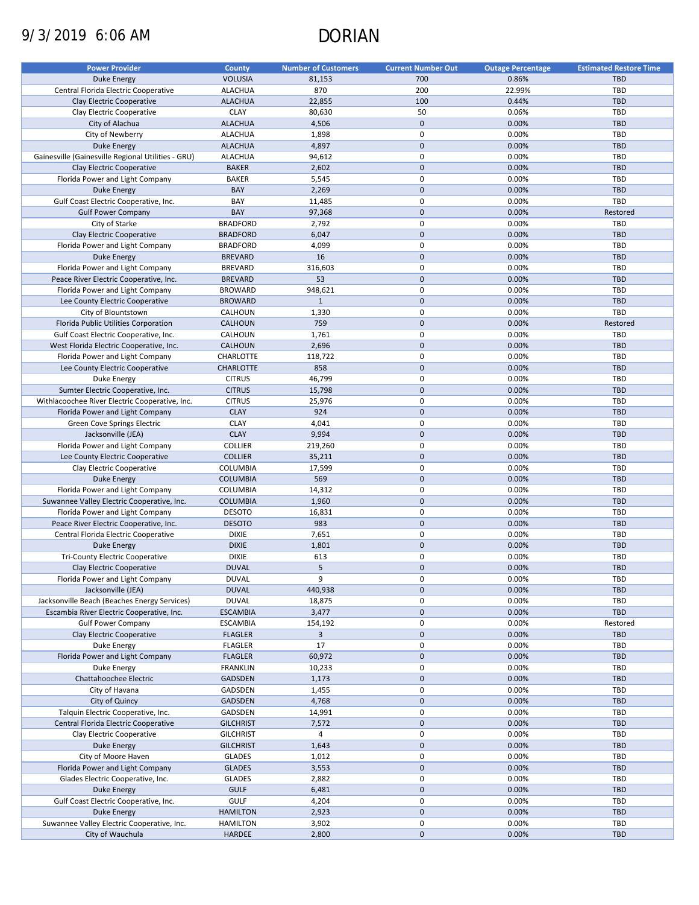9/3/2019 6:06 AM

# DORIAN

| Power Provider | County | Number of Customers | Current Number Out | Outage Percentage | Estimated Restore Time |
|---|---|---|---|---|---|
| Duke Energy | VOLUSIA | 81,153 | 700 | 0.86% | TBD |
| Central Florida Electric Cooperative | ALACHUA | 870 | 200 | 22.99% | TBD |
| Clay Electric Cooperative | ALACHUA | 22,855 | 100 | 0.44% | TBD |
| Clay Electric Cooperative | CLAY | 80,630 | 50 | 0.06% | TBD |
| City of Alachua | ALACHUA | 4,506 | 0 | 0.00% | TBD |
| City of Newberry | ALACHUA | 1,898 | 0 | 0.00% | TBD |
| Duke Energy | ALACHUA | 4,897 | 0 | 0.00% | TBD |
| Gainesville (Gainesville Regional Utilities - GRU) | ALACHUA | 94,612 | 0 | 0.00% | TBD |
| Clay Electric Cooperative | BAKER | 2,602 | 0 | 0.00% | TBD |
| Florida Power and Light Company | BAKER | 5,545 | 0 | 0.00% | TBD |
| Duke Energy | BAY | 2,269 | 0 | 0.00% | TBD |
| Gulf Coast Electric Cooperative, Inc. | BAY | 11,485 | 0 | 0.00% | TBD |
| Gulf Power Company | BAY | 97,368 | 0 | 0.00% | Restored |
| City of Starke | BRADFORD | 2,792 | 0 | 0.00% | TBD |
| Clay Electric Cooperative | BRADFORD | 6,047 | 0 | 0.00% | TBD |
| Florida Power and Light Company | BRADFORD | 4,099 | 0 | 0.00% | TBD |
| Duke Energy | BREVARD | 16 | 0 | 0.00% | TBD |
| Florida Power and Light Company | BREVARD | 316,603 | 0 | 0.00% | TBD |
| Peace River Electric Cooperative, Inc. | BREVARD | 53 | 0 | 0.00% | TBD |
| Florida Power and Light Company | BROWARD | 948,621 | 0 | 0.00% | TBD |
| Lee County Electric Cooperative | BROWARD | 1 | 0 | 0.00% | TBD |
| City of Blountstown | CALHOUN | 1,330 | 0 | 0.00% | TBD |
| Florida Public Utilities Corporation | CALHOUN | 759 | 0 | 0.00% | Restored |
| Gulf Coast Electric Cooperative, Inc. | CALHOUN | 1,761 | 0 | 0.00% | TBD |
| West Florida Electric Cooperative, Inc. | CALHOUN | 2,696 | 0 | 0.00% | TBD |
| Florida Power and Light Company | CHARLOTTE | 118,722 | 0 | 0.00% | TBD |
| Lee County Electric Cooperative | CHARLOTTE | 858 | 0 | 0.00% | TBD |
| Duke Energy | CITRUS | 46,799 | 0 | 0.00% | TBD |
| Sumter Electric Cooperative, Inc. | CITRUS | 15,798 | 0 | 0.00% | TBD |
| Withlacoochee River Electric Cooperative, Inc. | CITRUS | 25,976 | 0 | 0.00% | TBD |
| Florida Power and Light Company | CLAY | 924 | 0 | 0.00% | TBD |
| Green Cove Springs Electric | CLAY | 4,041 | 0 | 0.00% | TBD |
| Jacksonville (JEA) | CLAY | 9,994 | 0 | 0.00% | TBD |
| Florida Power and Light Company | COLLIER | 219,260 | 0 | 0.00% | TBD |
| Lee County Electric Cooperative | COLLIER | 35,211 | 0 | 0.00% | TBD |
| Clay Electric Cooperative | COLUMBIA | 17,599 | 0 | 0.00% | TBD |
| Duke Energy | COLUMBIA | 569 | 0 | 0.00% | TBD |
| Florida Power and Light Company | COLUMBIA | 14,312 | 0 | 0.00% | TBD |
| Suwannee Valley Electric Cooperative, Inc. | COLUMBIA | 1,960 | 0 | 0.00% | TBD |
| Florida Power and Light Company | DESOTO | 16,831 | 0 | 0.00% | TBD |
| Peace River Electric Cooperative, Inc. | DESOTO | 983 | 0 | 0.00% | TBD |
| Central Florida Electric Cooperative | DIXIE | 7,651 | 0 | 0.00% | TBD |
| Duke Energy | DIXIE | 1,801 | 0 | 0.00% | TBD |
| Tri-County Electric Cooperative | DIXIE | 613 | 0 | 0.00% | TBD |
| Clay Electric Cooperative | DUVAL | 5 | 0 | 0.00% | TBD |
| Florida Power and Light Company | DUVAL | 9 | 0 | 0.00% | TBD |
| Jacksonville (JEA) | DUVAL | 440,938 | 0 | 0.00% | TBD |
| Jacksonville Beach (Beaches Energy Services) | DUVAL | 18,875 | 0 | 0.00% | TBD |
| Escambia River Electric Cooperative, Inc. | ESCAMBIA | 3,477 | 0 | 0.00% | TBD |
| Gulf Power Company | ESCAMBIA | 154,192 | 0 | 0.00% | Restored |
| Clay Electric Cooperative | FLAGLER | 3 | 0 | 0.00% | TBD |
| Duke Energy | FLAGLER | 17 | 0 | 0.00% | TBD |
| Florida Power and Light Company | FLAGLER | 60,972 | 0 | 0.00% | TBD |
| Duke Energy | FRANKLIN | 10,233 | 0 | 0.00% | TBD |
| Chattahoochee Electric | GADSDEN | 1,173 | 0 | 0.00% | TBD |
| City of Havana | GADSDEN | 1,455 | 0 | 0.00% | TBD |
| City of Quincy | GADSDEN | 4,768 | 0 | 0.00% | TBD |
| Talquin Electric Cooperative, Inc. | GADSDEN | 14,991 | 0 | 0.00% | TBD |
| Central Florida Electric Cooperative | GILCHRIST | 7,572 | 0 | 0.00% | TBD |
| Clay Electric Cooperative | GILCHRIST | 4 | 0 | 0.00% | TBD |
| Duke Energy | GILCHRIST | 1,643 | 0 | 0.00% | TBD |
| City of Moore Haven | GLADES | 1,012 | 0 | 0.00% | TBD |
| Florida Power and Light Company | GLADES | 3,553 | 0 | 0.00% | TBD |
| Glades Electric Cooperative, Inc. | GLADES | 2,882 | 0 | 0.00% | TBD |
| Duke Energy | GULF | 6,481 | 0 | 0.00% | TBD |
| Gulf Coast Electric Cooperative, Inc. | GULF | 4,204 | 0 | 0.00% | TBD |
| Duke Energy | HAMILTON | 2,923 | 0 | 0.00% | TBD |
| Suwannee Valley Electric Cooperative, Inc. | HAMILTON | 3,902 | 0 | 0.00% | TBD |
| City of Wauchula | HARDEE | 2,800 | 0 | 0.00% | TBD |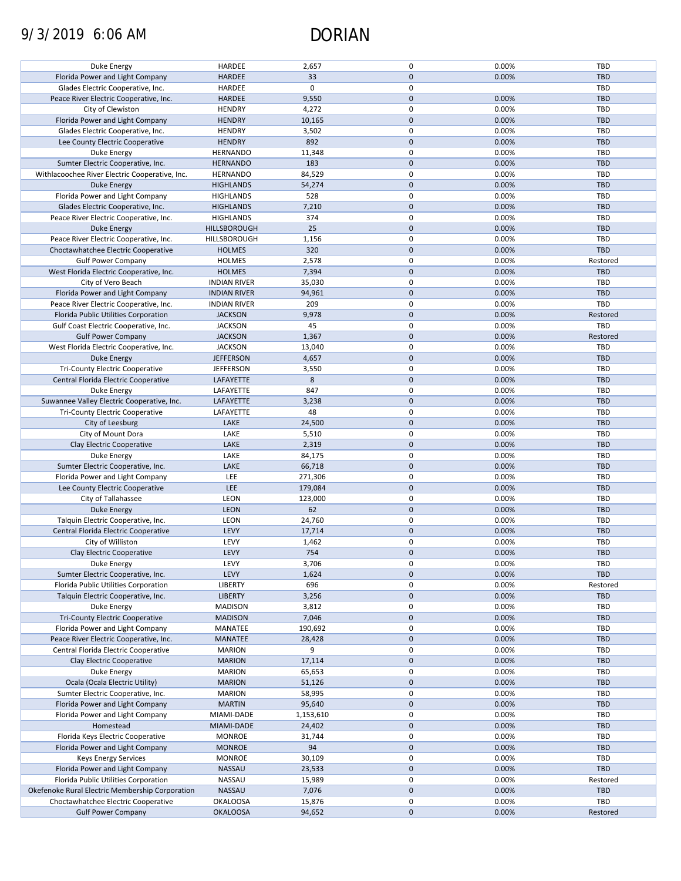| | | | | | |
|---|---|---|---|---|---|
| Duke Energy | HARDEE | 2,657 | 0 | 0.00% | TBD |
| Florida Power and Light Company | HARDEE | 33 | 0 | 0.00% | TBD |
| Glades Electric Cooperative, Inc. | HARDEE | 0 | 0 | | TBD |
| Peace River Electric Cooperative, Inc. | HARDEE | 9,550 | 0 | 0.00% | TBD |
| City of Clewiston | HENDRY | 4,272 | 0 | 0.00% | TBD |
| Florida Power and Light Company | HENDRY | 10,165 | 0 | 0.00% | TBD |
| Glades Electric Cooperative, Inc. | HENDRY | 3,502 | 0 | 0.00% | TBD |
| Lee County Electric Cooperative | HENDRY | 892 | 0 | 0.00% | TBD |
| Duke Energy | HERNANDO | 11,348 | 0 | 0.00% | TBD |
| Sumter Electric Cooperative, Inc. | HERNANDO | 183 | 0 | 0.00% | TBD |
| Withlacoochee River Electric Cooperative, Inc. | HERNANDO | 84,529 | 0 | 0.00% | TBD |
| Duke Energy | HIGHLANDS | 54,274 | 0 | 0.00% | TBD |
| Florida Power and Light Company | HIGHLANDS | 528 | 0 | 0.00% | TBD |
| Glades Electric Cooperative, Inc. | HIGHLANDS | 7,210 | 0 | 0.00% | TBD |
| Peace River Electric Cooperative, Inc. | HIGHLANDS | 374 | 0 | 0.00% | TBD |
| Duke Energy | HILLSBOROUGH | 25 | 0 | 0.00% | TBD |
| Peace River Electric Cooperative, Inc. | HILLSBOROUGH | 1,156 | 0 | 0.00% | TBD |
| Choctawhatchee Electric Cooperative | HOLMES | 320 | 0 | 0.00% | TBD |
| Gulf Power Company | HOLMES | 2,578 | 0 | 0.00% | Restored |
| West Florida Electric Cooperative, Inc. | HOLMES | 7,394 | 0 | 0.00% | TBD |
| City of Vero Beach | INDIAN RIVER | 35,030 | 0 | 0.00% | TBD |
| Florida Power and Light Company | INDIAN RIVER | 94,961 | 0 | 0.00% | TBD |
| Peace River Electric Cooperative, Inc. | INDIAN RIVER | 209 | 0 | 0.00% | TBD |
| Florida Public Utilities Corporation | JACKSON | 9,978 | 0 | 0.00% | Restored |
| Gulf Coast Electric Cooperative, Inc. | JACKSON | 45 | 0 | 0.00% | TBD |
| Gulf Power Company | JACKSON | 1,367 | 0 | 0.00% | Restored |
| West Florida Electric Cooperative, Inc. | JACKSON | 13,040 | 0 | 0.00% | TBD |
| Duke Energy | JEFFERSON | 4,657 | 0 | 0.00% | TBD |
| Tri-County Electric Cooperative | JEFFERSON | 3,550 | 0 | 0.00% | TBD |
| Central Florida Electric Cooperative | LAFAYETTE | 8 | 0 | 0.00% | TBD |
| Duke Energy | LAFAYETTE | 847 | 0 | 0.00% | TBD |
| Suwannee Valley Electric Cooperative, Inc. | LAFAYETTE | 3,238 | 0 | 0.00% | TBD |
| Tri-County Electric Cooperative | LAFAYETTE | 48 | 0 | 0.00% | TBD |
| City of Leesburg | LAKE | 24,500 | 0 | 0.00% | TBD |
| City of Mount Dora | LAKE | 5,510 | 0 | 0.00% | TBD |
| Clay Electric Cooperative | LAKE | 2,319 | 0 | 0.00% | TBD |
| Duke Energy | LAKE | 84,175 | 0 | 0.00% | TBD |
| Sumter Electric Cooperative, Inc. | LAKE | 66,718 | 0 | 0.00% | TBD |
| Florida Power and Light Company | LEE | 271,306 | 0 | 0.00% | TBD |
| Lee County Electric Cooperative | LEE | 179,084 | 0 | 0.00% | TBD |
| City of Tallahassee | LEON | 123,000 | 0 | 0.00% | TBD |
| Duke Energy | LEON | 62 | 0 | 0.00% | TBD |
| Talquin Electric Cooperative, Inc. | LEON | 24,760 | 0 | 0.00% | TBD |
| Central Florida Electric Cooperative | LEVY | 17,714 | 0 | 0.00% | TBD |
| City of Williston | LEVY | 1,462 | 0 | 0.00% | TBD |
| Clay Electric Cooperative | LEVY | 754 | 0 | 0.00% | TBD |
| Duke Energy | LEVY | 3,706 | 0 | 0.00% | TBD |
| Sumter Electric Cooperative, Inc. | LEVY | 1,624 | 0 | 0.00% | TBD |
| Florida Public Utilities Corporation | LIBERTY | 696 | 0 | 0.00% | Restored |
| Talquin Electric Cooperative, Inc. | LIBERTY | 3,256 | 0 | 0.00% | TBD |
| Duke Energy | MADISON | 3,812 | 0 | 0.00% | TBD |
| Tri-County Electric Cooperative | MADISON | 7,046 | 0 | 0.00% | TBD |
| Florida Power and Light Company | MANATEE | 190,692 | 0 | 0.00% | TBD |
| Peace River Electric Cooperative, Inc. | MANATEE | 28,428 | 0 | 0.00% | TBD |
| Central Florida Electric Cooperative | MARION | 9 | 0 | 0.00% | TBD |
| Clay Electric Cooperative | MARION | 17,114 | 0 | 0.00% | TBD |
| Duke Energy | MARION | 65,653 | 0 | 0.00% | TBD |
| Ocala (Ocala Electric Utility) | MARION | 51,126 | 0 | 0.00% | TBD |
| Sumter Electric Cooperative, Inc. | MARION | 58,995 | 0 | 0.00% | TBD |
| Florida Power and Light Company | MARTIN | 95,640 | 0 | 0.00% | TBD |
| Florida Power and Light Company | MIAMI-DADE | 1,153,610 | 0 | 0.00% | TBD |
| Homestead | MIAMI-DADE | 24,402 | 0 | 0.00% | TBD |
| Florida Keys Electric Cooperative | MONROE | 31,744 | 0 | 0.00% | TBD |
| Florida Power and Light Company | MONROE | 94 | 0 | 0.00% | TBD |
| Keys Energy Services | MONROE | 30,109 | 0 | 0.00% | TBD |
| Florida Power and Light Company | NASSAU | 23,533 | 0 | 0.00% | TBD |
| Florida Public Utilities Corporation | NASSAU | 15,989 | 0 | 0.00% | Restored |
| Okefenoke Rural Electric Membership Corporation | NASSAU | 7,076 | 0 | 0.00% | TBD |
| Choctawhatchee Electric Cooperative | OKALOOSA | 15,876 | 0 | 0.00% | TBD |
| Gulf Power Company | OKALOOSA | 94,652 | 0 | 0.00% | Restored |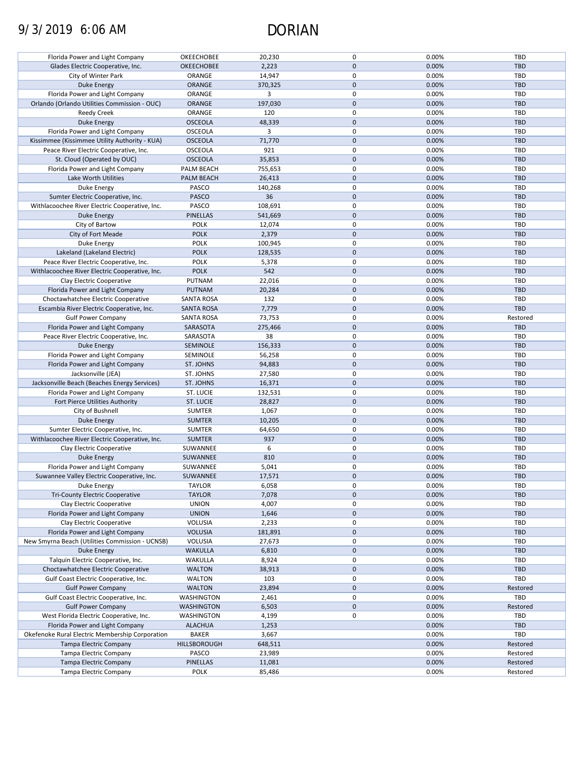# 9/3/2019 6:06 AM DORIAN

| | | | | | |
|---|---|---|---|---|---|
| Florida Power and Light Company | OKEECHOBEE | 20,230 | 0 | 0.00% | TBD |
| Glades Electric Cooperative, Inc. | OKEECHOBEE | 2,223 | 0 | 0.00% | TBD |
| City of Winter Park | ORANGE | 14,947 | 0 | 0.00% | TBD |
| Duke Energy | ORANGE | 370,325 | 0 | 0.00% | TBD |
| Florida Power and Light Company | ORANGE | 3 | 0 | 0.00% | TBD |
| Orlando (Orlando Utilities Commission - OUC) | ORANGE | 197,030 | 0 | 0.00% | TBD |
| Reedy Creek | ORANGE | 120 | 0 | 0.00% | TBD |
| Duke Energy | OSCEOLA | 48,339 | 0 | 0.00% | TBD |
| Florida Power and Light Company | OSCEOLA | 3 | 0 | 0.00% | TBD |
| Kissimmee (Kissimmee Utility Authority - KUA) | OSCEOLA | 71,770 | 0 | 0.00% | TBD |
| Peace River Electric Cooperative, Inc. | OSCEOLA | 921 | 0 | 0.00% | TBD |
| St. Cloud (Operated by OUC) | OSCEOLA | 35,853 | 0 | 0.00% | TBD |
| Florida Power and Light Company | PALM BEACH | 755,653 | 0 | 0.00% | TBD |
| Lake Worth Utilities | PALM BEACH | 26,413 | 0 | 0.00% | TBD |
| Duke Energy | PASCO | 140,268 | 0 | 0.00% | TBD |
| Sumter Electric Cooperative, Inc. | PASCO | 36 | 0 | 0.00% | TBD |
| Withlacoochee River Electric Cooperative, Inc. | PASCO | 108,691 | 0 | 0.00% | TBD |
| Duke Energy | PINELLAS | 541,669 | 0 | 0.00% | TBD |
| City of Bartow | POLK | 12,074 | 0 | 0.00% | TBD |
| City of Fort Meade | POLK | 2,379 | 0 | 0.00% | TBD |
| Duke Energy | POLK | 100,945 | 0 | 0.00% | TBD |
| Lakeland (Lakeland Electric) | POLK | 128,535 | 0 | 0.00% | TBD |
| Peace River Electric Cooperative, Inc. | POLK | 5,378 | 0 | 0.00% | TBD |
| Withlacoochee River Electric Cooperative, Inc. | POLK | 542 | 0 | 0.00% | TBD |
| Clay Electric Cooperative | PUTNAM | 22,016 | 0 | 0.00% | TBD |
| Florida Power and Light Company | PUTNAM | 20,284 | 0 | 0.00% | TBD |
| Choctawhatchee Electric Cooperative | SANTA ROSA | 132 | 0 | 0.00% | TBD |
| Escambia River Electric Cooperative, Inc. | SANTA ROSA | 7,779 | 0 | 0.00% | TBD |
| Gulf Power Company | SANTA ROSA | 73,753 | 0 | 0.00% | Restored |
| Florida Power and Light Company | SARASOTA | 275,466 | 0 | 0.00% | TBD |
| Peace River Electric Cooperative, Inc. | SARASOTA | 38 | 0 | 0.00% | TBD |
| Duke Energy | SEMINOLE | 156,333 | 0 | 0.00% | TBD |
| Florida Power and Light Company | SEMINOLE | 56,258 | 0 | 0.00% | TBD |
| Florida Power and Light Company | ST. JOHNS | 94,883 | 0 | 0.00% | TBD |
| Jacksonville (JEA) | ST. JOHNS | 27,580 | 0 | 0.00% | TBD |
| Jacksonville Beach (Beaches Energy Services) | ST. JOHNS | 16,371 | 0 | 0.00% | TBD |
| Florida Power and Light Company | ST. LUCIE | 132,531 | 0 | 0.00% | TBD |
| Fort Pierce Utilities Authority | ST. LUCIE | 28,827 | 0 | 0.00% | TBD |
| City of Bushnell | SUMTER | 1,067 | 0 | 0.00% | TBD |
| Duke Energy | SUMTER | 10,205 | 0 | 0.00% | TBD |
| Sumter Electric Cooperative, Inc. | SUMTER | 64,650 | 0 | 0.00% | TBD |
| Withlacoochee River Electric Cooperative, Inc. | SUMTER | 937 | 0 | 0.00% | TBD |
| Clay Electric Cooperative | SUWANNEE | 6 | 0 | 0.00% | TBD |
| Duke Energy | SUWANNEE | 810 | 0 | 0.00% | TBD |
| Florida Power and Light Company | SUWANNEE | 5,041 | 0 | 0.00% | TBD |
| Suwannee Valley Electric Cooperative, Inc. | SUWANNEE | 17,571 | 0 | 0.00% | TBD |
| Duke Energy | TAYLOR | 6,058 | 0 | 0.00% | TBD |
| Tri-County Electric Cooperative | TAYLOR | 7,078 | 0 | 0.00% | TBD |
| Clay Electric Cooperative | UNION | 4,007 | 0 | 0.00% | TBD |
| Florida Power and Light Company | UNION | 1,646 | 0 | 0.00% | TBD |
| Clay Electric Cooperative | VOLUSIA | 2,233 | 0 | 0.00% | TBD |
| Florida Power and Light Company | VOLUSIA | 181,891 | 0 | 0.00% | TBD |
| New Smyrna Beach (Utilities Commission - UCNSB) | VOLUSIA | 27,673 | 0 | 0.00% | TBD |
| Duke Energy | WAKULLA | 6,810 | 0 | 0.00% | TBD |
| Talquin Electric Cooperative, Inc. | WAKULLA | 8,924 | 0 | 0.00% | TBD |
| Choctawhatchee Electric Cooperative | WALTON | 38,913 | 0 | 0.00% | TBD |
| Gulf Coast Electric Cooperative, Inc. | WALTON | 103 | 0 | 0.00% | TBD |
| Gulf Power Company | WALTON | 23,894 | 0 | 0.00% | Restored |
| Gulf Coast Electric Cooperative, Inc. | WASHINGTON | 2,461 | 0 | 0.00% | TBD |
| Gulf Power Company | WASHINGTON | 6,503 | 0 | 0.00% | Restored |
| West Florida Electric Cooperative, Inc. | WASHINGTON | 4,199 | 0 | 0.00% | TBD |
| Florida Power and Light Company | ALACHUA | 1,253 | | 0.00% | TBD |
| Okefenoke Rural Electric Membership Corporation | BAKER | 3,667 | | 0.00% | TBD |
| Tampa Electric Company | HILLSBOROUGH | 648,511 | | 0.00% | Restored |
| Tampa Electric Company | PASCO | 23,989 | | 0.00% | Restored |
| Tampa Electric Company | PINELLAS | 11,081 | | 0.00% | Restored |
| Tampa Electric Company | POLK | 85,486 | | 0.00% | Restored |